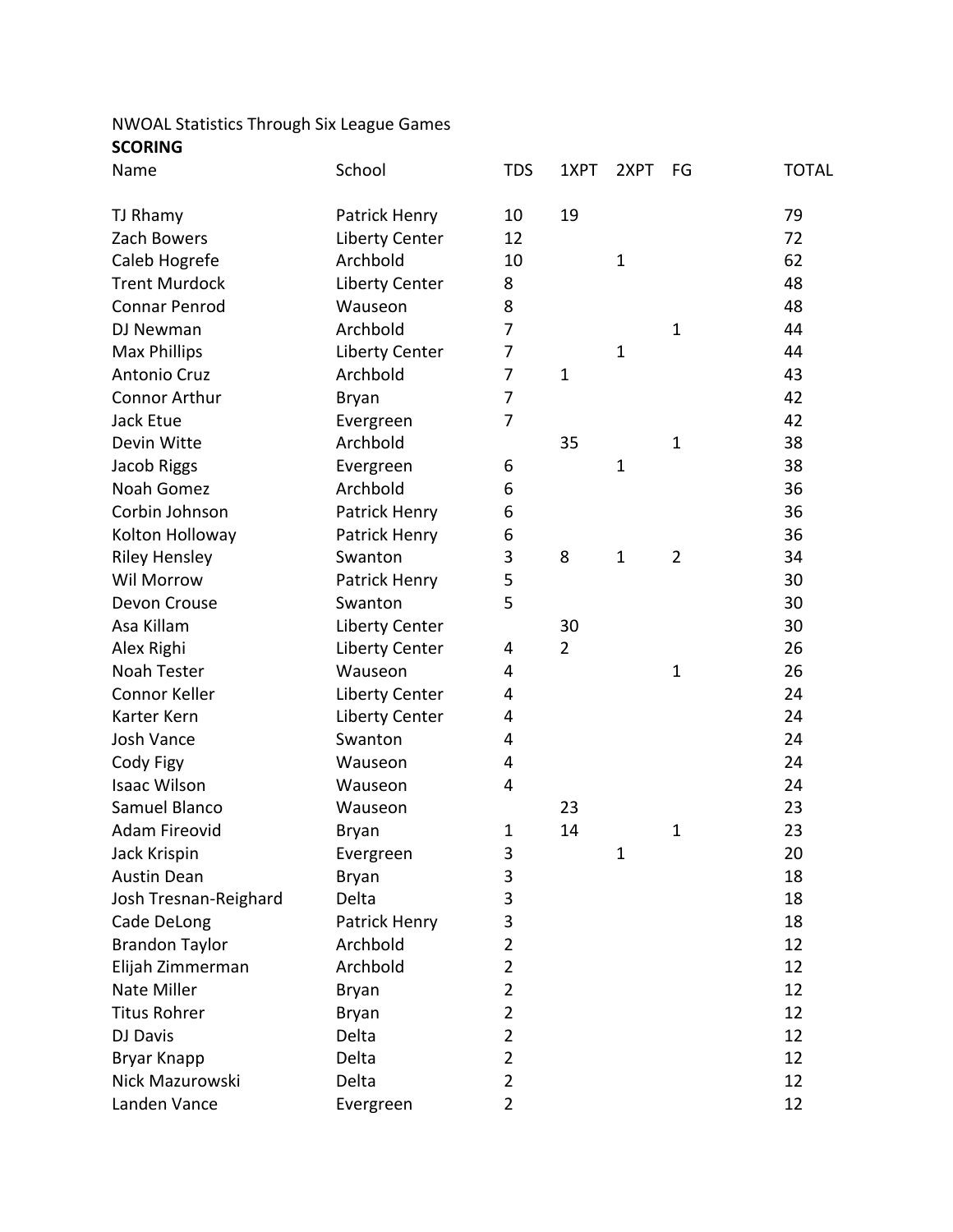NWOAL Statistics Through Six League Games

**SCORING**

| Name | School | TDS | 1XPT | 2XPT | FG | TOTAL |
|---|---|---|---|---|---|---|
| TJ Rhamy | Patrick Henry | 10 | 19 | | | 79 |
| Zach Bowers | Liberty Center | 12 | | | | 72 |
| Caleb Hogrefe | Archbold | 10 | | 1 | | 62 |
| Trent Murdock | Liberty Center | 8 | | | | 48 |
| Connar Penrod | Wauseon | 8 | | | | 48 |
| DJ Newman | Archbold | 7 | | | 1 | 44 |
| Max Phillips | Liberty Center | 7 | | 1 | | 44 |
| Antonio Cruz | Archbold | 7 | 1 | | | 43 |
| Connor Arthur | Bryan | 7 | | | | 42 |
| Jack Etue | Evergreen | 7 | | | | 42 |
| Devin Witte | Archbold | | 35 | | 1 | 38 |
| Jacob Riggs | Evergreen | 6 | | 1 | | 38 |
| Noah Gomez | Archbold | 6 | | | | 36 |
| Corbin Johnson | Patrick Henry | 6 | | | | 36 |
| Kolton Holloway | Patrick Henry | 6 | | | | 36 |
| Riley Hensley | Swanton | 3 | 8 | 1 | 2 | 34 |
| Wil Morrow | Patrick Henry | 5 | | | | 30 |
| Devon Crouse | Swanton | 5 | | | | 30 |
| Asa Killam | Liberty Center | | 30 | | | 30 |
| Alex Righi | Liberty Center | 4 | 2 | | | 26 |
| Noah Tester | Wauseon | 4 | | | 1 | 26 |
| Connor Keller | Liberty Center | 4 | | | | 24 |
| Karter Kern | Liberty Center | 4 | | | | 24 |
| Josh Vance | Swanton | 4 | | | | 24 |
| Cody Figy | Wauseon | 4 | | | | 24 |
| Isaac Wilson | Wauseon | 4 | | | | 24 |
| Samuel Blanco | Wauseon | | 23 | | | 23 |
| Adam Fireovid | Bryan | 1 | 14 | | 1 | 23 |
| Jack Krispin | Evergreen | 3 | | 1 | | 20 |
| Austin Dean | Bryan | 3 | | | | 18 |
| Josh Tresnan-Reighard | Delta | 3 | | | | 18 |
| Cade DeLong | Patrick Henry | 3 | | | | 18 |
| Brandon Taylor | Archbold | 2 | | | | 12 |
| Elijah Zimmerman | Archbold | 2 | | | | 12 |
| Nate Miller | Bryan | 2 | | | | 12 |
| Titus Rohrer | Bryan | 2 | | | | 12 |
| DJ Davis | Delta | 2 | | | | 12 |
| Bryar Knapp | Delta | 2 | | | | 12 |
| Nick Mazurowski | Delta | 2 | | | | 12 |
| Landen Vance | Evergreen | 2 | | | | 12 |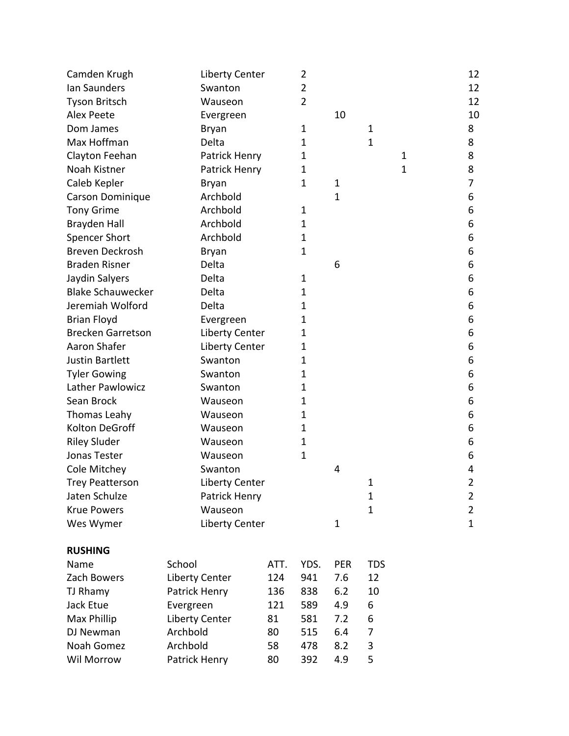| | | | | | | |
|---|---|---|---|---|---|---|
| Camden Krugh | Liberty Center | 2 | | | | 12 |
| Ian Saunders | Swanton | 2 | | | | 12 |
| Tyson Britsch | Wauseon | 2 | | | | 12 |
| Alex Peete | Evergreen | | 10 | | | 10 |
| Dom James | Bryan | 1 | | 1 | | 8 |
| Max Hoffman | Delta | 1 | | 1 | | 8 |
| Clayton Feehan | Patrick Henry | 1 | | | 1 | 8 |
| Noah Kistner | Patrick Henry | 1 | | | 1 | 8 |
| Caleb Kepler | Bryan | 1 | 1 | | | 7 |
| Carson Dominique | Archbold | | 1 | | | 6 |
| Tony Grime | Archbold | 1 | | | | 6 |
| Brayden Hall | Archbold | 1 | | | | 6 |
| Spencer Short | Archbold | 1 | | | | 6 |
| Breven Deckrosh | Bryan | 1 | | | | 6 |
| Braden Risner | Delta | | 6 | | | 6 |
| Jaydin Salyers | Delta | 1 | | | | 6 |
| Blake Schauwecker | Delta | 1 | | | | 6 |
| Jeremiah Wolford | Delta | 1 | | | | 6 |
| Brian Floyd | Evergreen | 1 | | | | 6 |
| Brecken Garretson | Liberty Center | 1 | | | | 6 |
| Aaron Shafer | Liberty Center | 1 | | | | 6 |
| Justin Bartlett | Swanton | 1 | | | | 6 |
| Tyler Gowing | Swanton | 1 | | | | 6 |
| Lather Pawlowicz | Swanton | 1 | | | | 6 |
| Sean Brock | Wauseon | 1 | | | | 6 |
| Thomas Leahy | Wauseon | 1 | | | | 6 |
| Kolton DeGroff | Wauseon | 1 | | | | 6 |
| Riley Sluder | Wauseon | 1 | | | | 6 |
| Jonas Tester | Wauseon | 1 | | | | 6 |
| Cole Mitchey | Swanton | | 4 | | | 4 |
| Trey Peatterson | Liberty Center | | | 1 | | 2 |
| Jaten Schulze | Patrick Henry | | | 1 | | 2 |
| Krue Powers | Wauseon | | | 1 | | 2 |
| Wes Wymer | Liberty Center | | 1 | | | 1 |

**RUSHING**

| Name | School | ATT. | YDS. | PER | TDS |
|---|---|---|---|---|---|
| Zach Bowers | Liberty Center | 124 | 941 | 7.6 | 12 |
| TJ Rhamy | Patrick Henry | 136 | 838 | 6.2 | 10 |
| Jack Etue | Evergreen | 121 | 589 | 4.9 | 6 |
| Max Phillip | Liberty Center | 81 | 581 | 7.2 | 6 |
| DJ Newman | Archbold | 80 | 515 | 6.4 | 7 |
| Noah Gomez | Archbold | 58 | 478 | 8.2 | 3 |
| Wil Morrow | Patrick Henry | 80 | 392 | 4.9 | 5 |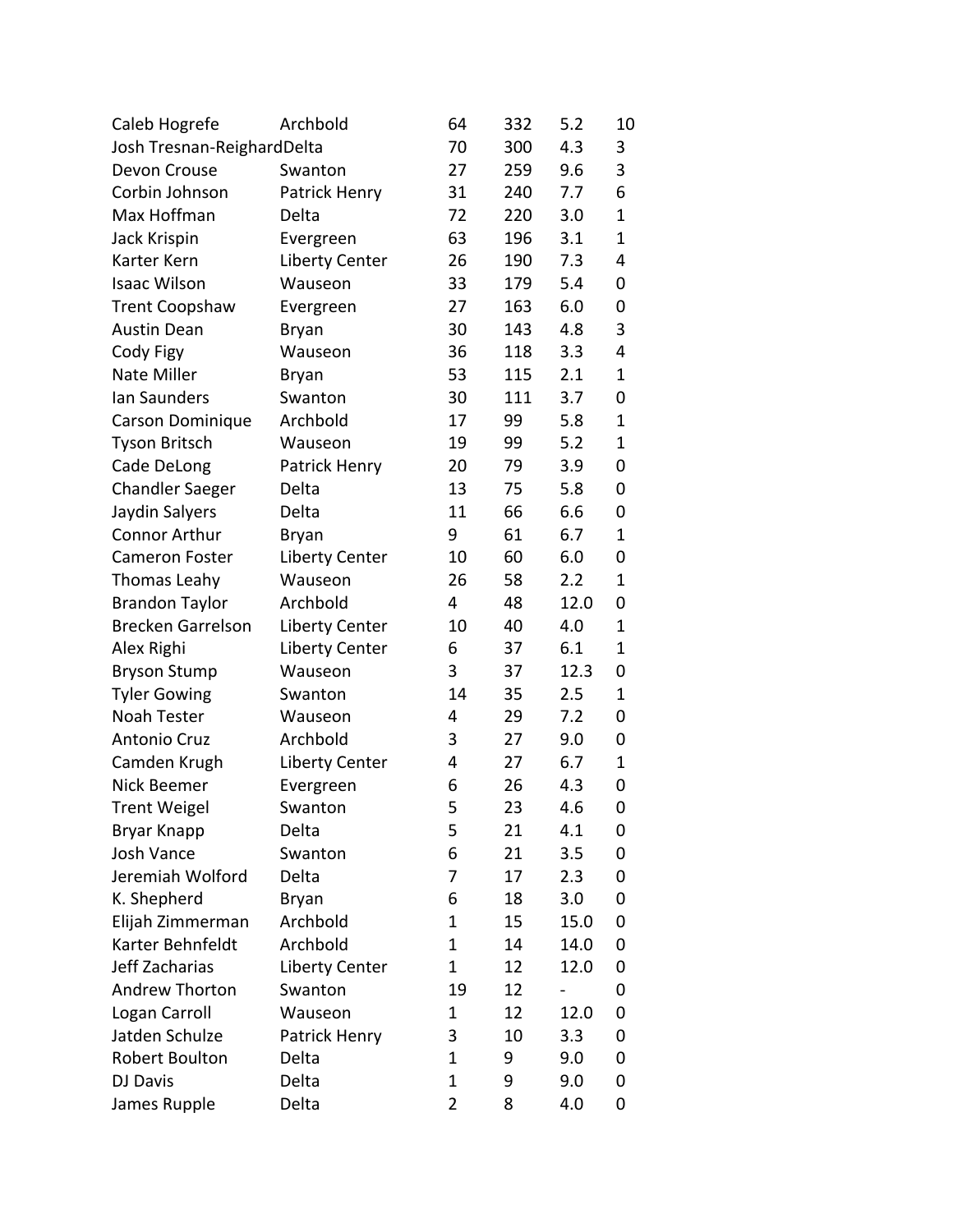| | | | | | |
|---|---|---|---|---|---|
| Caleb Hogrefe | Archbold | 64 | 332 | 5.2 | 10 |
| Josh Tresnan-Reighard | Delta | 70 | 300 | 4.3 | 3 |
| Devon Crouse | Swanton | 27 | 259 | 9.6 | 3 |
| Corbin Johnson | Patrick Henry | 31 | 240 | 7.7 | 6 |
| Max Hoffman | Delta | 72 | 220 | 3.0 | 1 |
| Jack Krispin | Evergreen | 63 | 196 | 3.1 | 1 |
| Karter Kern | Liberty Center | 26 | 190 | 7.3 | 4 |
| Isaac Wilson | Wauseon | 33 | 179 | 5.4 | 0 |
| Trent Coopshaw | Evergreen | 27 | 163 | 6.0 | 0 |
| Austin Dean | Bryan | 30 | 143 | 4.8 | 3 |
| Cody Figy | Wauseon | 36 | 118 | 3.3 | 4 |
| Nate Miller | Bryan | 53 | 115 | 2.1 | 1 |
| Ian Saunders | Swanton | 30 | 111 | 3.7 | 0 |
| Carson Dominique | Archbold | 17 | 99 | 5.8 | 1 |
| Tyson Britsch | Wauseon | 19 | 99 | 5.2 | 1 |
| Cade DeLong | Patrick Henry | 20 | 79 | 3.9 | 0 |
| Chandler Saeger | Delta | 13 | 75 | 5.8 | 0 |
| Jaydin Salyers | Delta | 11 | 66 | 6.6 | 0 |
| Connor Arthur | Bryan | 9 | 61 | 6.7 | 1 |
| Cameron Foster | Liberty Center | 10 | 60 | 6.0 | 0 |
| Thomas Leahy | Wauseon | 26 | 58 | 2.2 | 1 |
| Brandon Taylor | Archbold | 4 | 48 | 12.0 | 0 |
| Brecken Garrelson | Liberty Center | 10 | 40 | 4.0 | 1 |
| Alex Righi | Liberty Center | 6 | 37 | 6.1 | 1 |
| Bryson Stump | Wauseon | 3 | 37 | 12.3 | 0 |
| Tyler Gowing | Swanton | 14 | 35 | 2.5 | 1 |
| Noah Tester | Wauseon | 4 | 29 | 7.2 | 0 |
| Antonio Cruz | Archbold | 3 | 27 | 9.0 | 0 |
| Camden Krugh | Liberty Center | 4 | 27 | 6.7 | 1 |
| Nick Beemer | Evergreen | 6 | 26 | 4.3 | 0 |
| Trent Weigel | Swanton | 5 | 23 | 4.6 | 0 |
| Bryar Knapp | Delta | 5 | 21 | 4.1 | 0 |
| Josh Vance | Swanton | 6 | 21 | 3.5 | 0 |
| Jeremiah Wolford | Delta | 7 | 17 | 2.3 | 0 |
| K. Shepherd | Bryan | 6 | 18 | 3.0 | 0 |
| Elijah Zimmerman | Archbold | 1 | 15 | 15.0 | 0 |
| Karter Behnfeldt | Archbold | 1 | 14 | 14.0 | 0 |
| Jeff Zacharias | Liberty Center | 1 | 12 | 12.0 | 0 |
| Andrew Thorton | Swanton | 19 | 12 | - | 0 |
| Logan Carroll | Wauseon | 1 | 12 | 12.0 | 0 |
| Jatden Schulze | Patrick Henry | 3 | 10 | 3.3 | 0 |
| Robert Boulton | Delta | 1 | 9 | 9.0 | 0 |
| DJ Davis | Delta | 1 | 9 | 9.0 | 0 |
| James Rupple | Delta | 2 | 8 | 4.0 | 0 |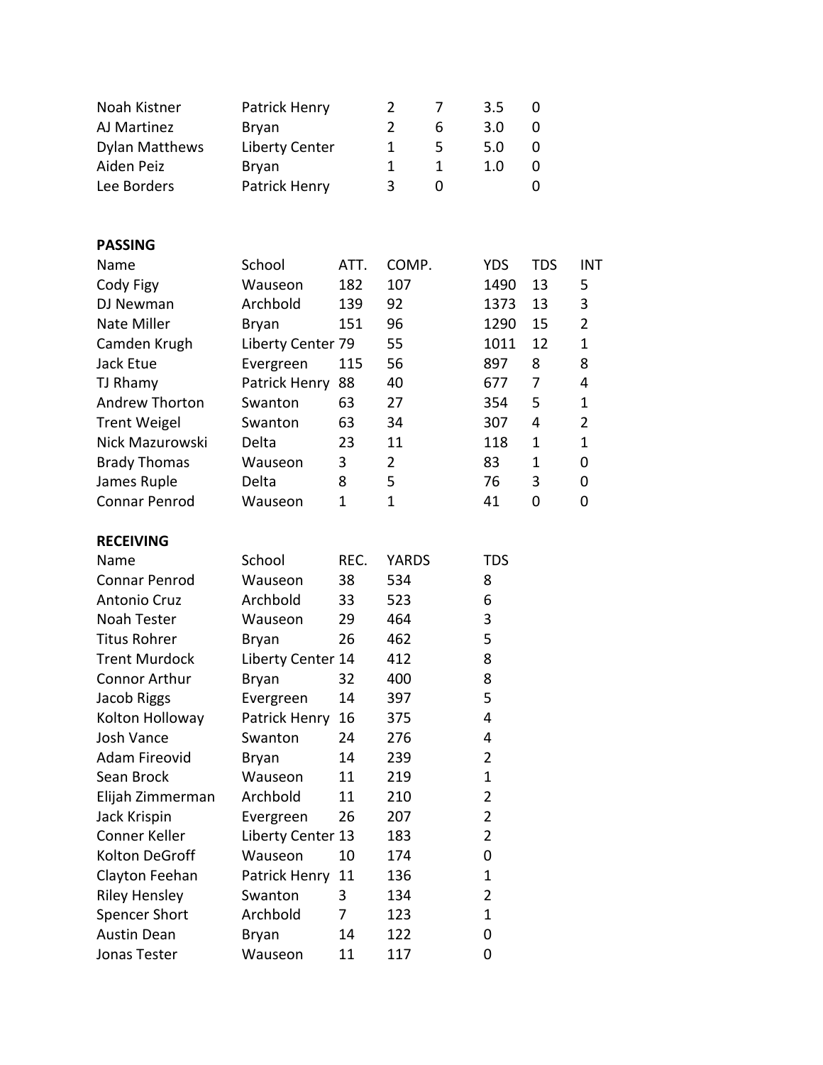| | | | | | |
|---|---|---|---|---|---|
| Noah Kistner | Patrick Henry | 2 | 7 | 3.5 | 0 |
| AJ Martinez | Bryan | 2 | 6 | 3.0 | 0 |
| Dylan Matthews | Liberty Center | 1 | 5 | 5.0 | 0 |
| Aiden Peiz | Bryan | 1 | 1 | 1.0 | 0 |
| Lee Borders | Patrick Henry | 3 | 0 | | 0 |

**PASSING**

| Name | School | ATT. | COMP. | YDS | TDS | INT |
|---|---|---|---|---|---|---|
| Cody Figy | Wauseon | 182 | 107 | 1490 | 13 | 5 |
| DJ Newman | Archbold | 139 | 92 | 1373 | 13 | 3 |
| Nate Miller | Bryan | 151 | 96 | 1290 | 15 | 2 |
| Camden Krugh | Liberty Center | 79 | 55 | 1011 | 12 | 1 |
| Jack Etue | Evergreen | 115 | 56 | 897 | 8 | 8 |
| TJ Rhamy | Patrick Henry | 88 | 40 | 677 | 7 | 4 |
| Andrew Thorton | Swanton | 63 | 27 | 354 | 5 | 1 |
| Trent Weigel | Swanton | 63 | 34 | 307 | 4 | 2 |
| Nick Mazurowski | Delta | 23 | 11 | 118 | 1 | 1 |
| Brady Thomas | Wauseon | 3 | 2 | 83 | 1 | 0 |
| James Ruple | Delta | 8 | 5 | 76 | 3 | 0 |
| Connar Penrod | Wauseon | 1 | 1 | 41 | 0 | 0 |

**RECEIVING**

| Name | School | REC. | YARDS | TDS |
|---|---|---|---|---|
| Connar Penrod | Wauseon | 38 | 534 | 8 |
| Antonio Cruz | Archbold | 33 | 523 | 6 |
| Noah Tester | Wauseon | 29 | 464 | 3 |
| Titus Rohrer | Bryan | 26 | 462 | 5 |
| Trent Murdock | Liberty Center | 14 | 412 | 8 |
| Connor Arthur | Bryan | 32 | 400 | 8 |
| Jacob Riggs | Evergreen | 14 | 397 | 5 |
| Kolton Holloway | Patrick Henry | 16 | 375 | 4 |
| Josh Vance | Swanton | 24 | 276 | 4 |
| Adam Fireovid | Bryan | 14 | 239 | 2 |
| Sean Brock | Wauseon | 11 | 219 | 1 |
| Elijah Zimmerman | Archbold | 11 | 210 | 2 |
| Jack Krispin | Evergreen | 26 | 207 | 2 |
| Conner Keller | Liberty Center | 13 | 183 | 2 |
| Kolton DeGroff | Wauseon | 10 | 174 | 0 |
| Clayton Feehan | Patrick Henry | 11 | 136 | 1 |
| Riley Hensley | Swanton | 3 | 134 | 2 |
| Spencer Short | Archbold | 7 | 123 | 1 |
| Austin Dean | Bryan | 14 | 122 | 0 |
| Jonas Tester | Wauseon | 11 | 117 | 0 |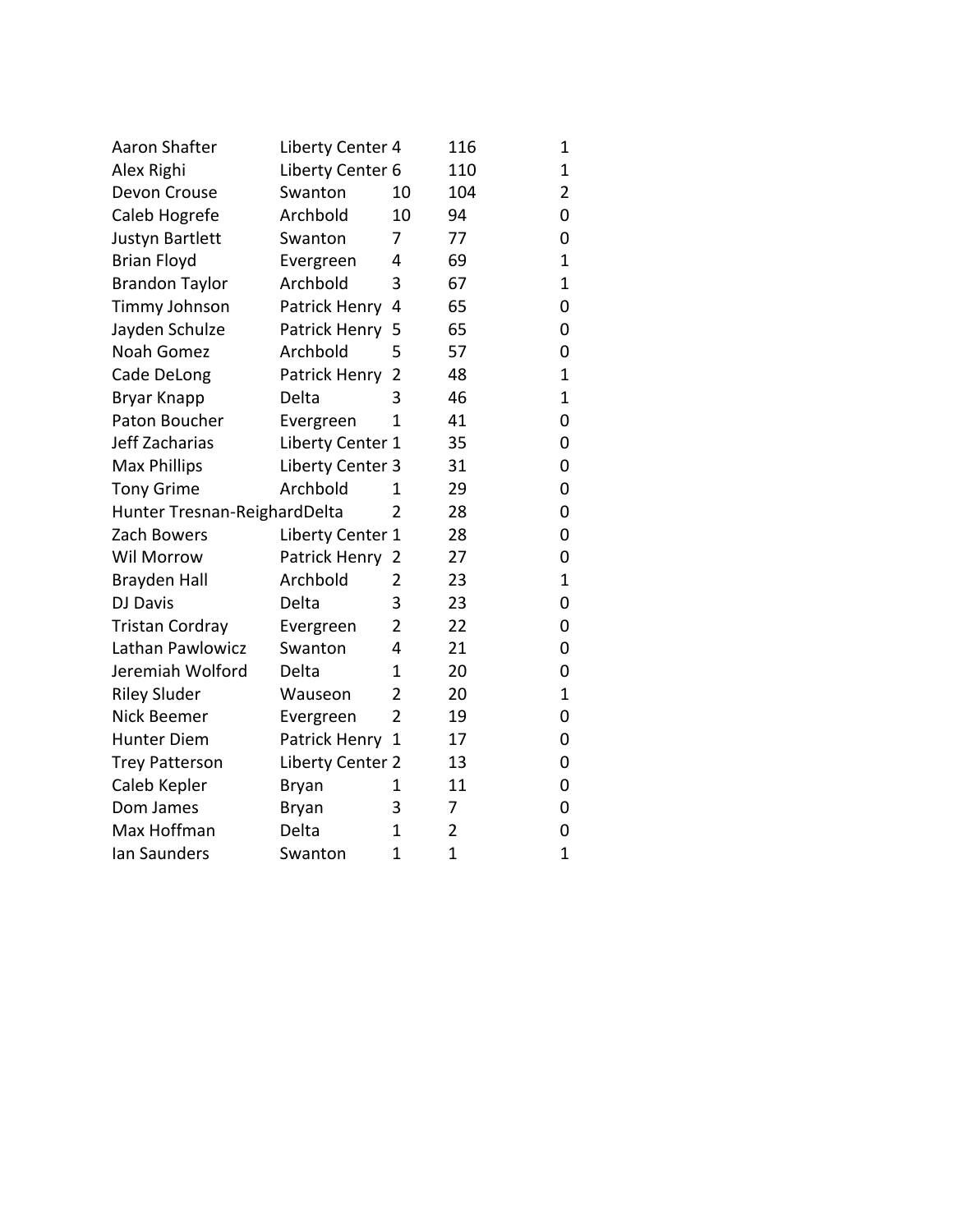| | | | | |
|---|---|---|---|---|
| Aaron Shafter | Liberty Center | 4 | 116 | 1 |
| Alex Righi | Liberty Center | 6 | 110 | 1 |
| Devon Crouse | Swanton | 10 | 104 | 2 |
| Caleb Hogrefe | Archbold | 10 | 94 | 0 |
| Justyn Bartlett | Swanton | 7 | 77 | 0 |
| Brian Floyd | Evergreen | 4 | 69 | 1 |
| Brandon Taylor | Archbold | 3 | 67 | 1 |
| Timmy Johnson | Patrick Henry | 4 | 65 | 0 |
| Jayden Schulze | Patrick Henry | 5 | 65 | 0 |
| Noah Gomez | Archbold | 5 | 57 | 0 |
| Cade DeLong | Patrick Henry | 2 | 48 | 1 |
| Bryar Knapp | Delta | 3 | 46 | 1 |
| Paton Boucher | Evergreen | 1 | 41 | 0 |
| Jeff Zacharias | Liberty Center | 1 | 35 | 0 |
| Max Phillips | Liberty Center | 3 | 31 | 0 |
| Tony Grime | Archbold | 1 | 29 | 0 |
| Hunter Tresnan-Reighard | Delta | 2 | 28 | 0 |
| Zach Bowers | Liberty Center | 1 | 28 | 0 |
| Wil Morrow | Patrick Henry | 2 | 27 | 0 |
| Brayden Hall | Archbold | 2 | 23 | 1 |
| DJ Davis | Delta | 3 | 23 | 0 |
| Tristan Cordray | Evergreen | 2 | 22 | 0 |
| Lathan Pawlowicz | Swanton | 4 | 21 | 0 |
| Jeremiah Wolford | Delta | 1 | 20 | 0 |
| Riley Sluder | Wauseon | 2 | 20 | 1 |
| Nick Beemer | Evergreen | 2 | 19 | 0 |
| Hunter Diem | Patrick Henry | 1 | 17 | 0 |
| Trey Patterson | Liberty Center | 2 | 13 | 0 |
| Caleb Kepler | Bryan | 1 | 11 | 0 |
| Dom James | Bryan | 3 | 7 | 0 |
| Max Hoffman | Delta | 1 | 2 | 0 |
| Ian Saunders | Swanton | 1 | 1 | 1 |